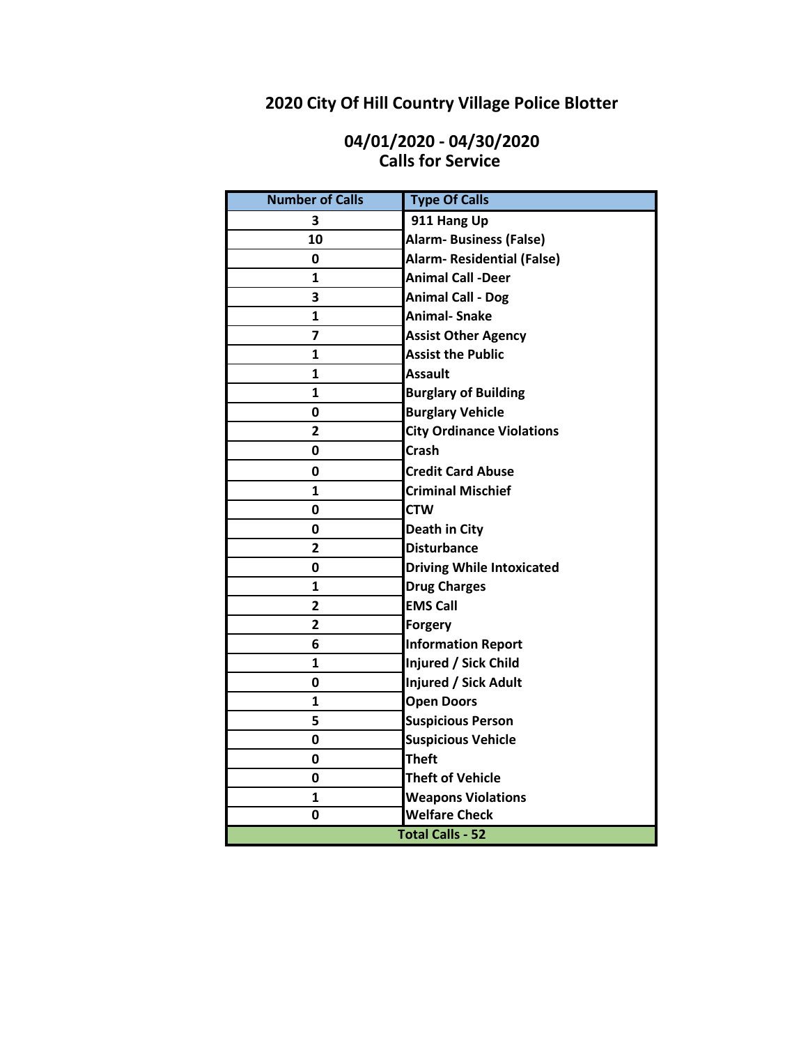# 2020 City Of Hill Country Village Police Blotter

## 04/01/2020 - 04/30/2020
## Calls for Service

| Number of Calls | Type Of Calls |
|---|---|
| 3 | 911 Hang Up |
| 10 | Alarm- Business (False) |
| 0 | Alarm- Residential (False) |
| 1 | Animal Call -Deer |
| 3 | Animal Call - Dog |
| 1 | Animal- Snake |
| 7 | Assist Other Agency |
| 1 | Assist the Public |
| 1 | Assault |
| 1 | Burglary of Building |
| 0 | Burglary Vehicle |
| 2 | City Ordinance Violations |
| 0 | Crash |
| 0 | Credit Card Abuse |
| 1 | Criminal Mischief |
| 0 | CTW |
| 0 | Death in City |
| 2 | Disturbance |
| 0 | Driving While Intoxicated |
| 1 | Drug Charges |
| 2 | EMS Call |
| 2 | Forgery |
| 6 | Information Report |
| 1 | Injured / Sick Child |
| 0 | Injured / Sick Adult |
| 1 | Open Doors |
| 5 | Suspicious Person |
| 0 | Suspicious Vehicle |
| 0 | Theft |
| 0 | Theft of Vehicle |
| 1 | Weapons Violations |
| 0 | Welfare Check |
| Total Calls - 52 | |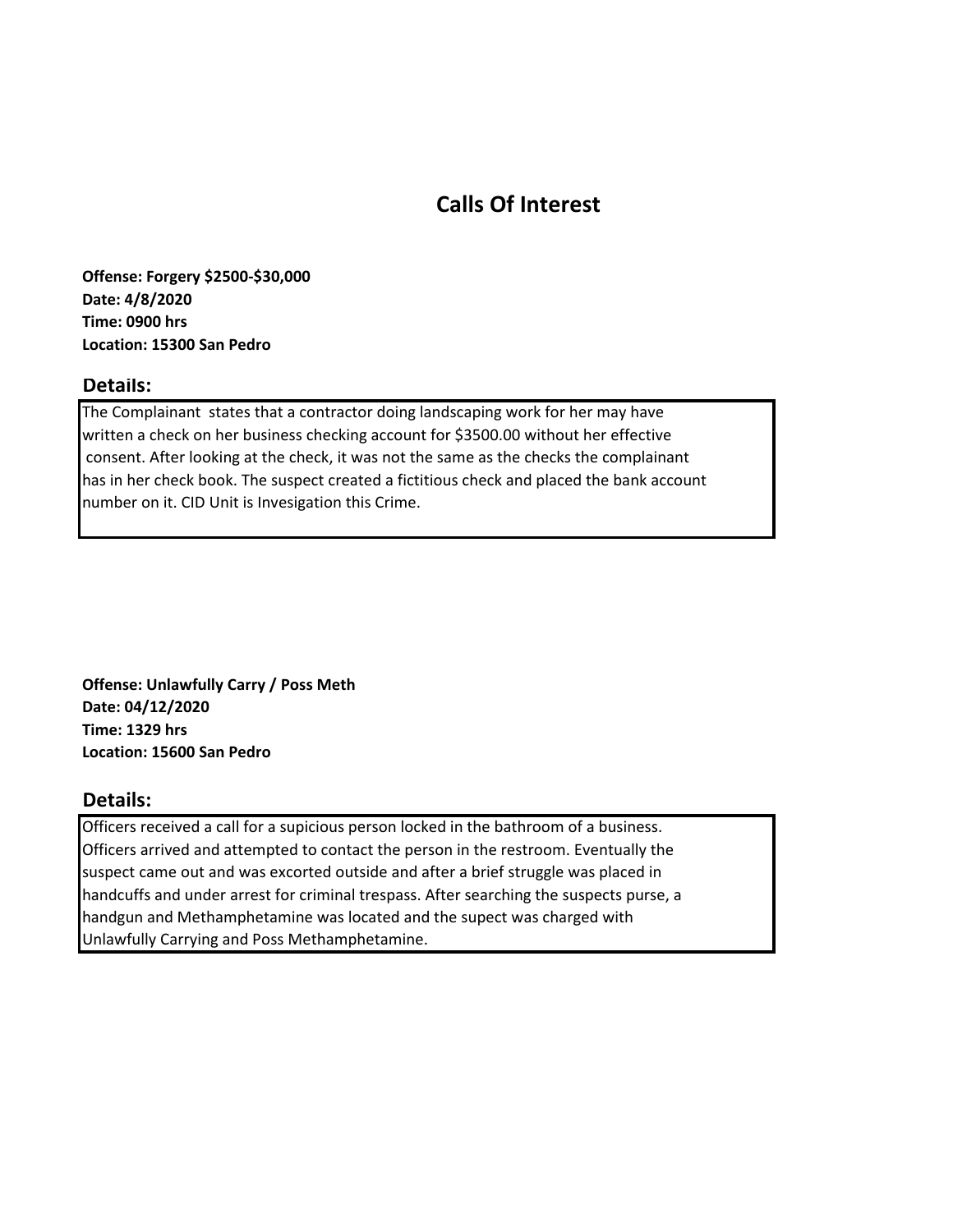# Calls Of Interest

**Offense: Forgery $2500-$30,000**
**Date: 4/8/2020**
**Time: 0900 hrs**
**Location: 15300 San Pedro**

## Details:

The Complainant states that a contractor doing landscaping work for her may have written a check on her business checking account for $3500.00 without her effective consent. After looking at the check, it was not the same as the checks the complainant has in her check book. The suspect created a fictitious check and placed the bank account number on it. CID Unit is Invesigation this Crime.

**Offense: Unlawfully Carry / Poss Meth**
**Date: 04/12/2020**
**Time: 1329 hrs**
**Location: 15600 San Pedro**

## Details:

Officers received a call for a supicious person locked in the bathroom of a business. Officers arrived and attempted to contact the person in the restroom. Eventually the suspect came out and was excorted outside and after a brief struggle was placed in handcuffs and under arrest for criminal trespass. After searching the suspects purse, a handgun and Methamphetamine was located and the supect was charged with Unlawfully Carrying and Poss Methamphetamine.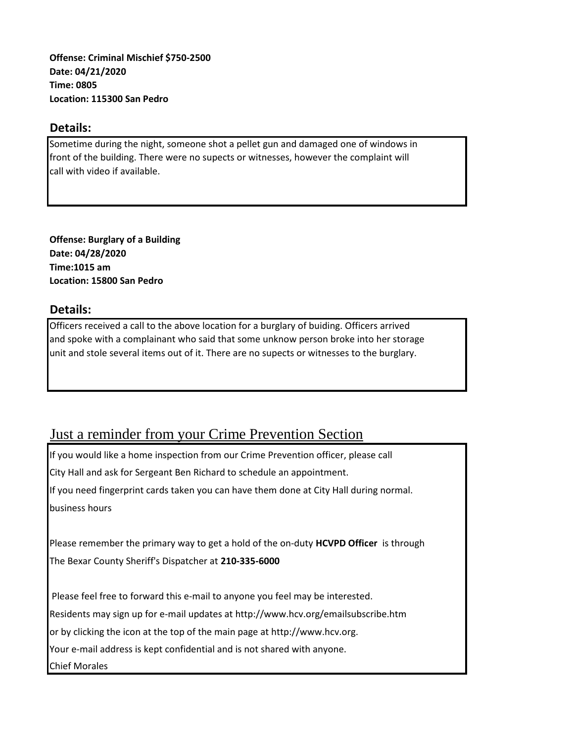**Offense: Criminal Mischief $750-2500**
**Date: 04/21/2020**
**Time: 0805**
**Location: 115300 San Pedro**

## Details:

Sometime during the night, someone shot a pellet gun and damaged one of windows in front of the building. There were no supects or witnesses, however the complaint will call with video if available.

**Offense: Burglary of a Building**
**Date: 04/28/2020**
**Time:1015 am**
**Location: 15800 San Pedro**

## Details:

Officers received a call to the above location for a burglary of buiding. Officers arrived and spoke with a complainant who said that some unknow person broke into her storage unit and stole several items out of it. There are no supects or witnesses to the burglary.

## Just a reminder from your Crime Prevention Section

If you would like a home inspection from our Crime Prevention officer, please call
City Hall and ask for Sergeant Ben Richard to schedule an appointment.
If you need fingerprint cards taken you can have them done at City Hall during normal.
business hours

Please remember the primary way to get a hold of the on-duty **HCVPD Officer** is through
The Bexar County Sheriff's Dispatcher at **210-335-6000**

Please feel free to forward this e-mail to anyone you feel may be interested.
Residents may sign up for e-mail updates at http://www.hcv.org/emailsubscribe.htm
or by clicking the icon at the top of the main page at http://www.hcv.org.
Your e-mail address is kept confidential and is not shared with anyone.
Chief Morales